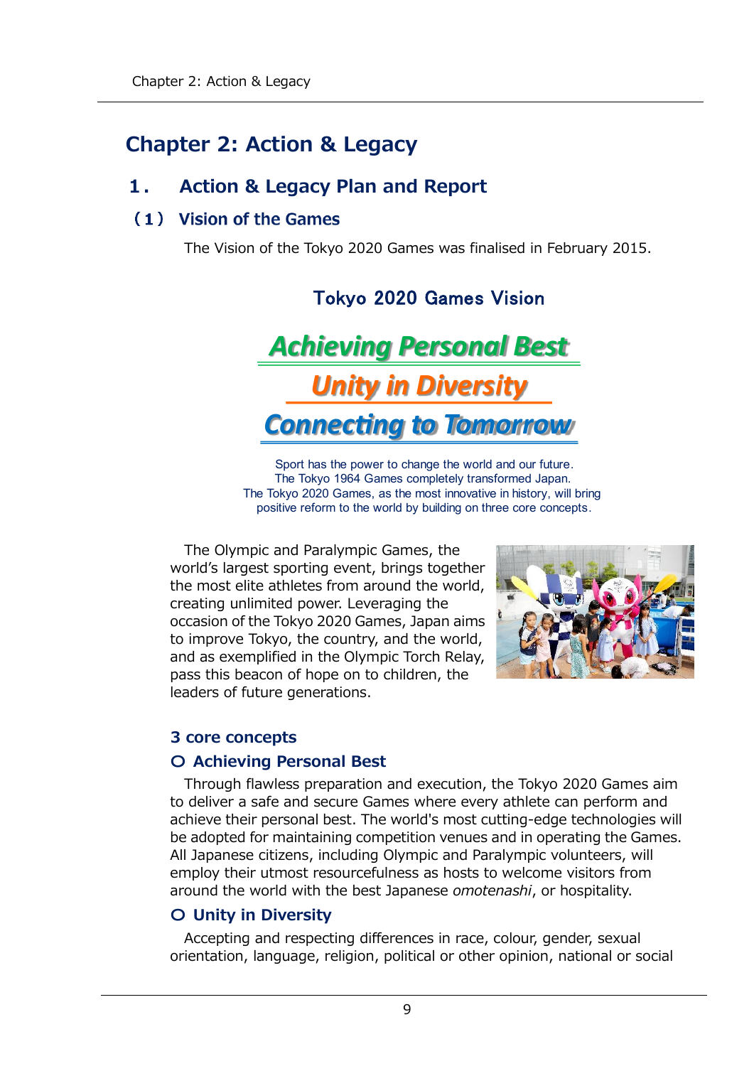# Chapter 2: Action & Legacy

## 1. Action & Legacy Plan and Report

### （1） Vision of the Games

The Vision of the Tokyo 2020 Games was finalised in February 2015.

**Tokyo 2020 Games Vision**

***Achieving Personal Best***

***Unity in Diversity***

***Connecting to Tomorrow***

Sport has the power to change the world and our future.
The Tokyo 1964 Games completely transformed Japan.
The Tokyo 2020 Games, as the most innovative in history, will bring positive reform to the world by building on three core concepts.

The Olympic and Paralympic Games, the world's largest sporting event, brings together the most elite athletes from around the world, creating unlimited power. Leveraging the occasion of the Tokyo 2020 Games, Japan aims to improve Tokyo, the country, and the world, and as exemplified in the Olympic Torch Relay, pass this beacon of hope on to children, the leaders of future generations.

#### 3 core concepts

**○ Achieving Personal Best**

Through flawless preparation and execution, the Tokyo 2020 Games aim to deliver a safe and secure Games where every athlete can perform and achieve their personal best. The world's most cutting-edge technologies will be adopted for maintaining competition venues and in operating the Games. All Japanese citizens, including Olympic and Paralympic volunteers, will employ their utmost resourcefulness as hosts to welcome visitors from around the world with the best Japanese *omotenashi*, or hospitality.

**○ Unity in Diversity**

Accepting and respecting differences in race, colour, gender, sexual orientation, language, religion, political or other opinion, national or social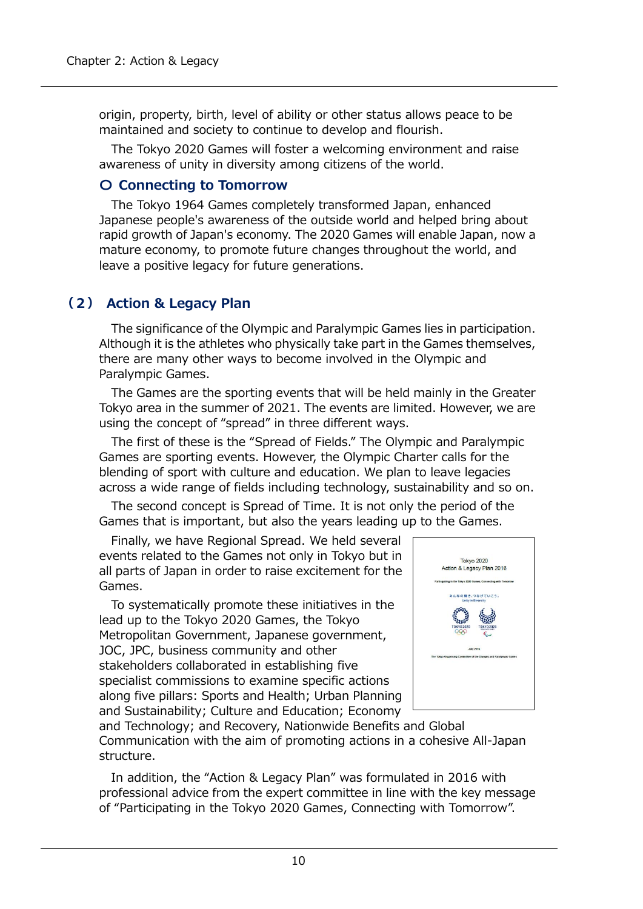origin, property, birth, level of ability or other status allows peace to be maintained and society to continue to develop and flourish.

The Tokyo 2020 Games will foster a welcoming environment and raise awareness of unity in diversity among citizens of the world.

### ○ Connecting to Tomorrow

The Tokyo 1964 Games completely transformed Japan, enhanced Japanese people's awareness of the outside world and helped bring about rapid growth of Japan's economy. The 2020 Games will enable Japan, now a mature economy, to promote future changes throughout the world, and leave a positive legacy for future generations.

## （2） Action & Legacy Plan

The significance of the Olympic and Paralympic Games lies in participation. Although it is the athletes who physically take part in the Games themselves, there are many other ways to become involved in the Olympic and Paralympic Games.

The Games are the sporting events that will be held mainly in the Greater Tokyo area in the summer of 2021. The events are limited. However, we are using the concept of “spread” in three different ways.

The first of these is the “Spread of Fields.” The Olympic and Paralympic Games are sporting events. However, the Olympic Charter calls for the blending of sport with culture and education. We plan to leave legacies across a wide range of fields including technology, sustainability and so on.

The second concept is Spread of Time. It is not only the period of the Games that is important, but also the years leading up to the Games.

Finally, we have Regional Spread. We held several events related to the Games not only in Tokyo but in all parts of Japan in order to raise excitement for the Games.

To systematically promote these initiatives in the lead up to the Tokyo 2020 Games, the Tokyo Metropolitan Government, Japanese government, JOC, JPC, business community and other stakeholders collaborated in establishing five specialist commissions to examine specific actions along five pillars: Sports and Health; Urban Planning and Sustainability; Culture and Education; Economy and Technology; and Recovery, Nationwide Benefits and Global Communication with the aim of promoting actions in a cohesive All-Japan structure.

In addition, the “Action & Legacy Plan” was formulated in 2016 with professional advice from the expert committee in line with the key message of “Participating in the Tokyo 2020 Games, Connecting with Tomorrow”.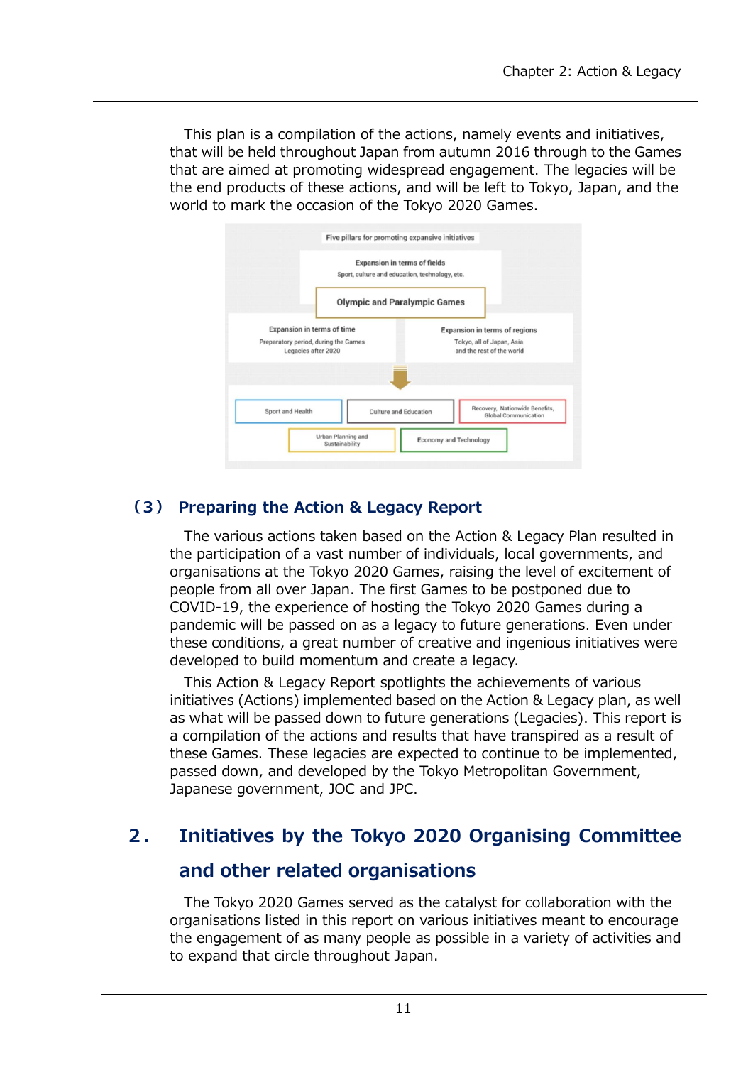This plan is a compilation of the actions, namely events and initiatives, that will be held throughout Japan from autumn 2016 through to the Games that are aimed at promoting widespread engagement. The legacies will be the end products of these actions, and will be left to Tokyo, Japan, and the world to mark the occasion of the Tokyo 2020 Games.

Five pillars for promoting expansive initiatives

Expansion in terms of fields
Sport, culture and education, technology, etc.

Olympic and Paralympic Games

Expansion in terms of time
Preparatory period, during the Games
Legacies after 2020

Expansion in terms of regions
Tokyo, all of Japan, Asia
and the rest of the world

Sport and Health | Culture and Education | Recovery, Nationwide Benefits, Global Communication

Urban Planning and Sustainability | Economy and Technology

### （3） Preparing the Action & Legacy Report

The various actions taken based on the Action & Legacy Plan resulted in the participation of a vast number of individuals, local governments, and organisations at the Tokyo 2020 Games, raising the level of excitement of people from all over Japan. The first Games to be postponed due to COVID-19, the experience of hosting the Tokyo 2020 Games during a pandemic will be passed on as a legacy to future generations. Even under these conditions, a great number of creative and ingenious initiatives were developed to build momentum and create a legacy.

This Action & Legacy Report spotlights the achievements of various initiatives (Actions) implemented based on the Action & Legacy plan, as well as what will be passed down to future generations (Legacies). This report is a compilation of the actions and results that have transpired as a result of these Games. These legacies are expected to continue to be implemented, passed down, and developed by the Tokyo Metropolitan Government, Japanese government, JOC and JPC.

## 2. Initiatives by the Tokyo 2020 Organising Committee and other related organisations

The Tokyo 2020 Games served as the catalyst for collaboration with the organisations listed in this report on various initiatives meant to encourage the engagement of as many people as possible in a variety of activities and to expand that circle throughout Japan.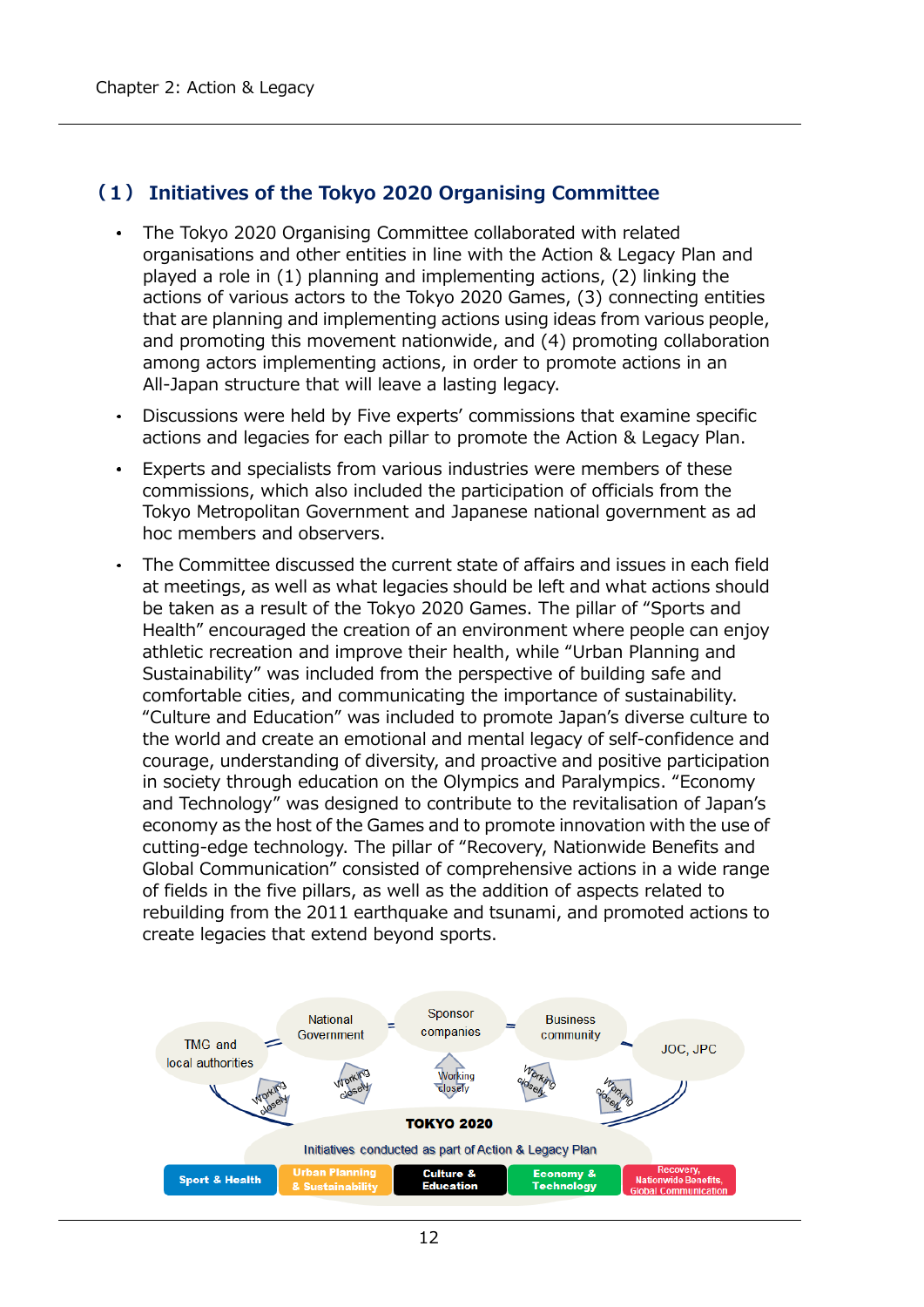## （1） Initiatives of the Tokyo 2020 Organising Committee

- The Tokyo 2020 Organising Committee collaborated with related organisations and other entities in line with the Action & Legacy Plan and played a role in (1) planning and implementing actions, (2) linking the actions of various actors to the Tokyo 2020 Games, (3) connecting entities that are planning and implementing actions using ideas from various people, and promoting this movement nationwide, and (4) promoting collaboration among actors implementing actions, in order to promote actions in an All-Japan structure that will leave a lasting legacy.
- Discussions were held by Five experts' commissions that examine specific actions and legacies for each pillar to promote the Action & Legacy Plan.
- Experts and specialists from various industries were members of these commissions, which also included the participation of officials from the Tokyo Metropolitan Government and Japanese national government as ad hoc members and observers.
- The Committee discussed the current state of affairs and issues in each field at meetings, as well as what legacies should be left and what actions should be taken as a result of the Tokyo 2020 Games. The pillar of "Sports and Health" encouraged the creation of an environment where people can enjoy athletic recreation and improve their health, while "Urban Planning and Sustainability" was included from the perspective of building safe and comfortable cities, and communicating the importance of sustainability. "Culture and Education" was included to promote Japan's diverse culture to the world and create an emotional and mental legacy of self-confidence and courage, understanding of diversity, and proactive and positive participation in society through education on the Olympics and Paralympics. "Economy and Technology" was designed to contribute to the revitalisation of Japan's economy as the host of the Games and to promote innovation with the use of cutting-edge technology. The pillar of "Recovery, Nationwide Benefits and Global Communication" consisted of comprehensive actions in a wide range of fields in the five pillars, as well as the addition of aspects related to rebuilding from the 2011 earthquake and tsunami, and promoted actions to create legacies that extend beyond sports.

TMG and local authorities = National Government = Sponsor companies = Business community = JOC, JPC

Working closely

**TOKYO 2020**

Initiatives conducted as part of Action & Legacy Plan

Sport & Health | Urban Planning & Sustainability | Culture & Education | Economy & Technology | Recovery, Nationwide Benefits, Global Communication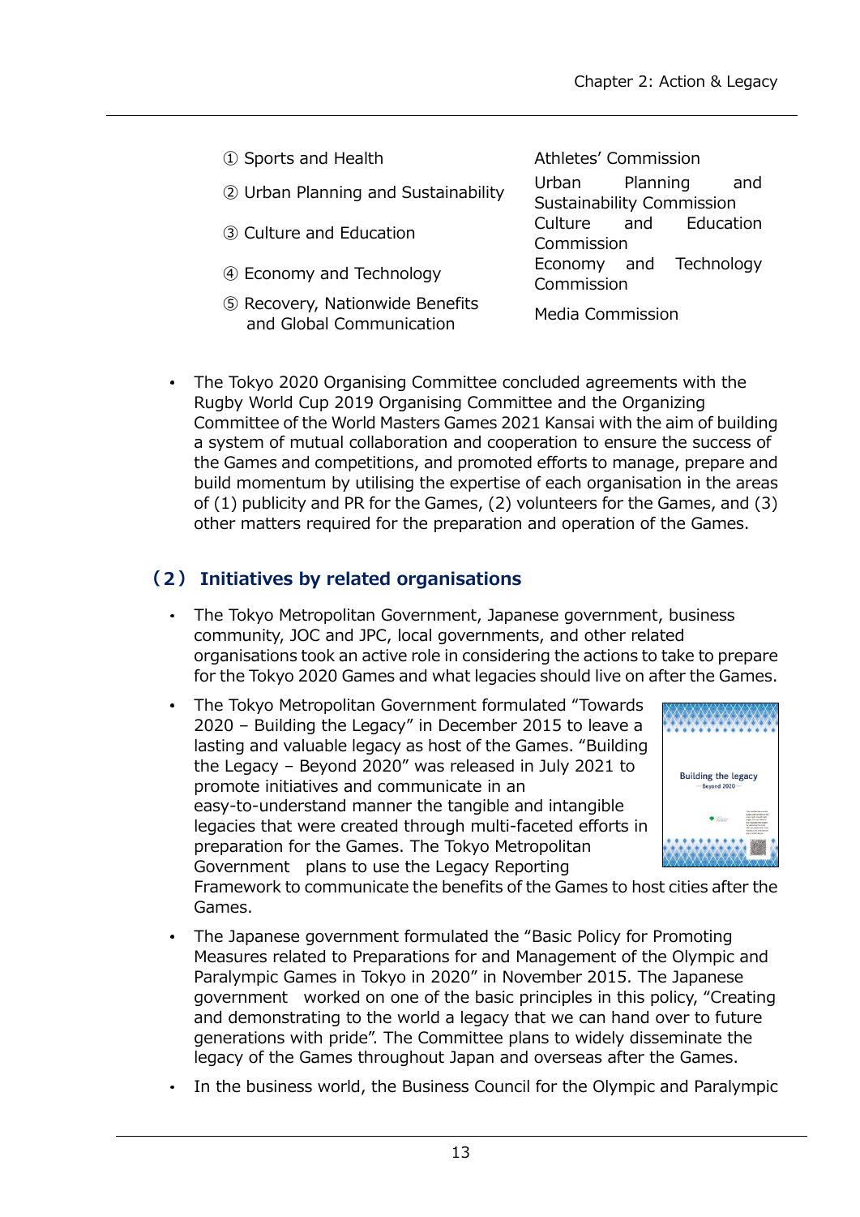| | |
|---|---|
| ① Sports and Health | Athletes' Commission |
| ② Urban Planning and Sustainability | Urban Planning and Sustainability Commission |
| ③ Culture and Education | Culture and Education Commission |
| ④ Economy and Technology | Economy and Technology Commission |
| ⑤ Recovery, Nationwide Benefits and Global Communication | Media Commission |

- The Tokyo 2020 Organising Committee concluded agreements with the Rugby World Cup 2019 Organising Committee and the Organizing Committee of the World Masters Games 2021 Kansai with the aim of building a system of mutual collaboration and cooperation to ensure the success of the Games and competitions, and promoted efforts to manage, prepare and build momentum by utilising the expertise of each organisation in the areas of (1) publicity and PR for the Games, (2) volunteers for the Games, and (3) other matters required for the preparation and operation of the Games.

## （2） Initiatives by related organisations

- The Tokyo Metropolitan Government, Japanese government, business community, JOC and JPC, local governments, and other related organisations took an active role in considering the actions to take to prepare for the Tokyo 2020 Games and what legacies should live on after the Games.
- The Tokyo Metropolitan Government formulated "Towards 2020 – Building the Legacy" in December 2015 to leave a lasting and valuable legacy as host of the Games. "Building the Legacy – Beyond 2020" was released in July 2021 to promote initiatives and communicate in an easy-to-understand manner the tangible and intangible legacies that were created through multi-faceted efforts in preparation for the Games. The Tokyo Metropolitan Government plans to use the Legacy Reporting Framework to communicate the benefits of the Games to host cities after the Games.
- The Japanese government formulated the "Basic Policy for Promoting Measures related to Preparations for and Management of the Olympic and Paralympic Games in Tokyo in 2020" in November 2015. The Japanese government worked on one of the basic principles in this policy, "Creating and demonstrating to the world a legacy that we can hand over to future generations with pride". The Committee plans to widely disseminate the legacy of the Games throughout Japan and overseas after the Games.
- In the business world, the Business Council for the Olympic and Paralympic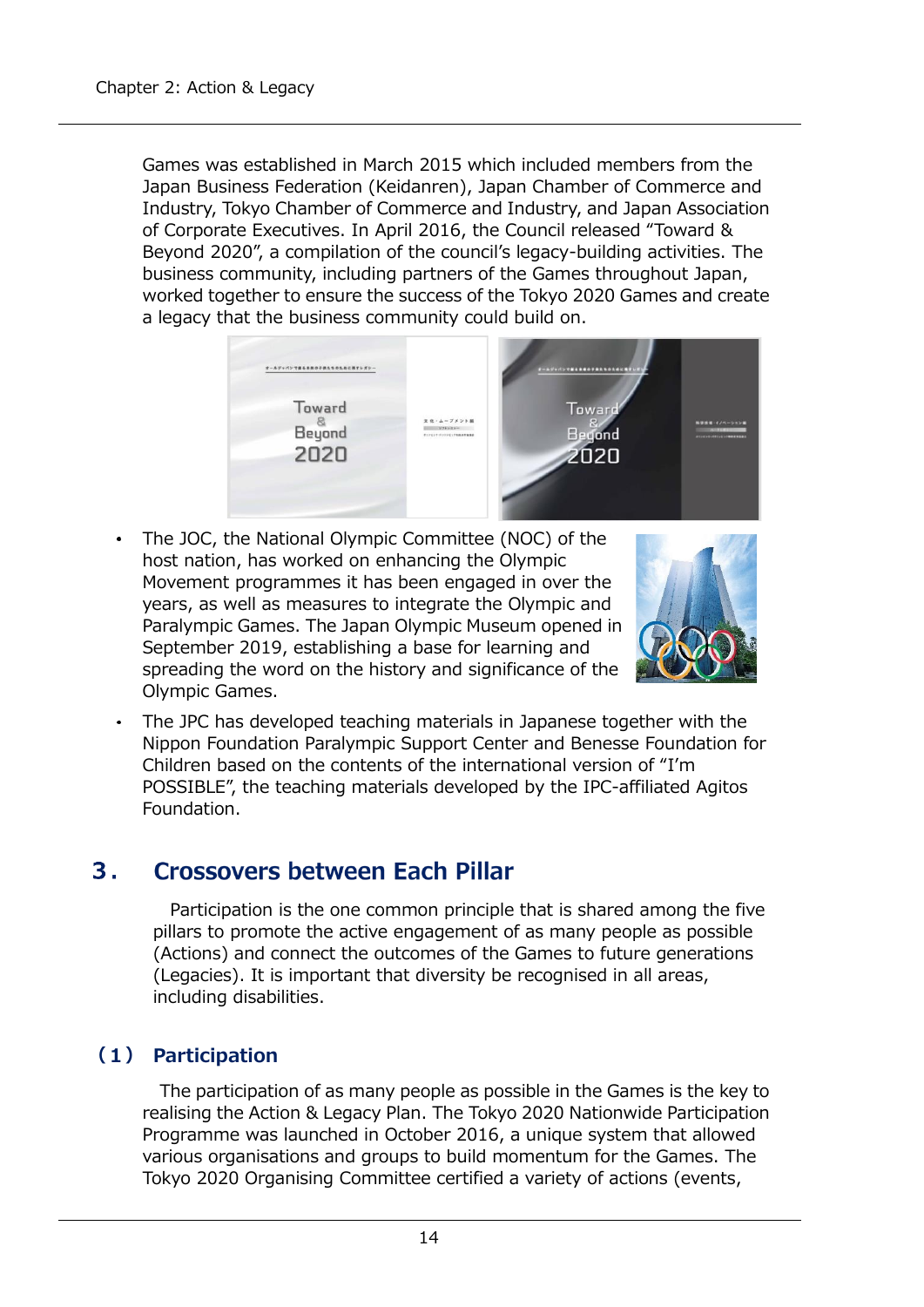Games was established in March 2015 which included members from the Japan Business Federation (Keidanren), Japan Chamber of Commerce and Industry, Tokyo Chamber of Commerce and Industry, and Japan Association of Corporate Executives. In April 2016, the Council released "Toward & Beyond 2020", a compilation of the council's legacy-building activities. The business community, including partners of the Games throughout Japan, worked together to ensure the success of the Tokyo 2020 Games and create a legacy that the business community could build on.

- The JOC, the National Olympic Committee (NOC) of the host nation, has worked on enhancing the Olympic Movement programmes it has been engaged in over the years, as well as measures to integrate the Olympic and Paralympic Games. The Japan Olympic Museum opened in September 2019, establishing a base for learning and spreading the word on the history and significance of the Olympic Games.
- The JPC has developed teaching materials in Japanese together with the Nippon Foundation Paralympic Support Center and Benesse Foundation for Children based on the contents of the international version of "I'm POSSIBLE", the teaching materials developed by the IPC-affiliated Agitos Foundation.

## 3. Crossovers between Each Pillar

Participation is the one common principle that is shared among the five pillars to promote the active engagement of as many people as possible (Actions) and connect the outcomes of the Games to future generations (Legacies). It is important that diversity be recognised in all areas, including disabilities.

### (1) Participation

The participation of as many people as possible in the Games is the key to realising the Action & Legacy Plan. The Tokyo 2020 Nationwide Participation Programme was launched in October 2016, a unique system that allowed various organisations and groups to build momentum for the Games. The Tokyo 2020 Organising Committee certified a variety of actions (events,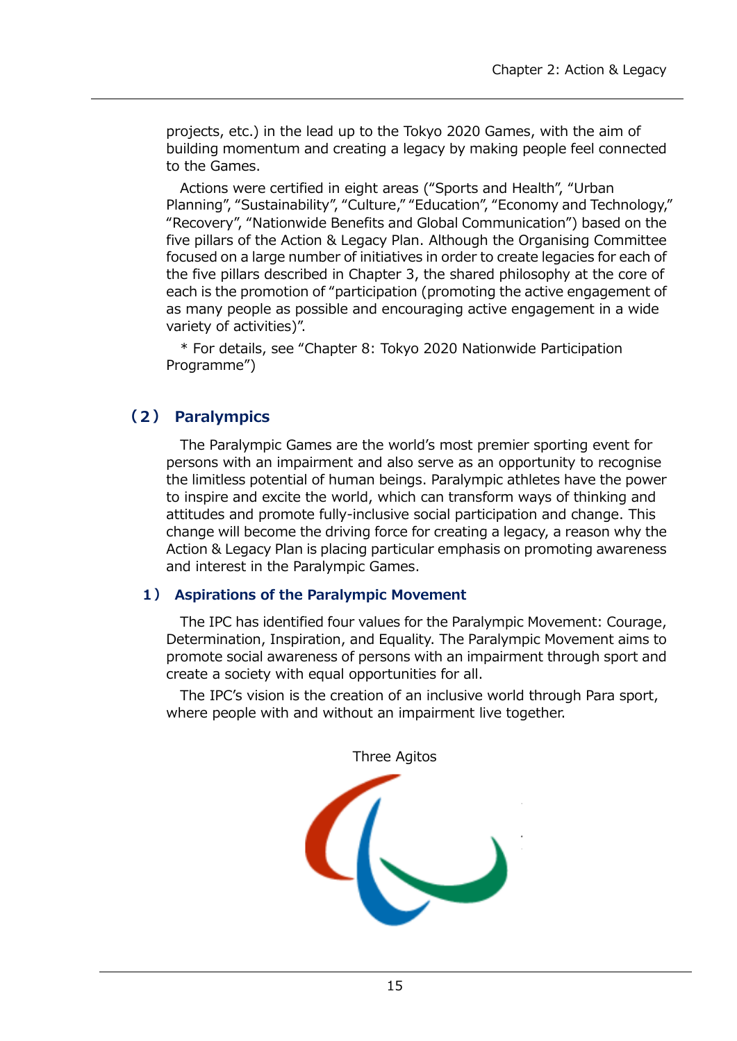projects, etc.) in the lead up to the Tokyo 2020 Games, with the aim of building momentum and creating a legacy by making people feel connected to the Games.

Actions were certified in eight areas ("Sports and Health", "Urban Planning", "Sustainability", "Culture," "Education", "Economy and Technology," "Recovery", "Nationwide Benefits and Global Communication") based on the five pillars of the Action & Legacy Plan. Although the Organising Committee focused on a large number of initiatives in order to create legacies for each of the five pillars described in Chapter 3, the shared philosophy at the core of each is the promotion of "participation (promoting the active engagement of as many people as possible and encouraging active engagement in a wide variety of activities)".

* For details, see "Chapter 8: Tokyo 2020 Nationwide Participation Programme")

## （2） Paralympics

The Paralympic Games are the world's most premier sporting event for persons with an impairment and also serve as an opportunity to recognise the limitless potential of human beings. Paralympic athletes have the power to inspire and excite the world, which can transform ways of thinking and attitudes and promote fully-inclusive social participation and change. This change will become the driving force for creating a legacy, a reason why the Action & Legacy Plan is placing particular emphasis on promoting awareness and interest in the Paralympic Games.

### 1） Aspirations of the Paralympic Movement

The IPC has identified four values for the Paralympic Movement: Courage, Determination, Inspiration, and Equality. The Paralympic Movement aims to promote social awareness of persons with an impairment through sport and create a society with equal opportunities for all.

The IPC's vision is the creation of an inclusive world through Para sport, where people with and without an impairment live together.

Three Agitos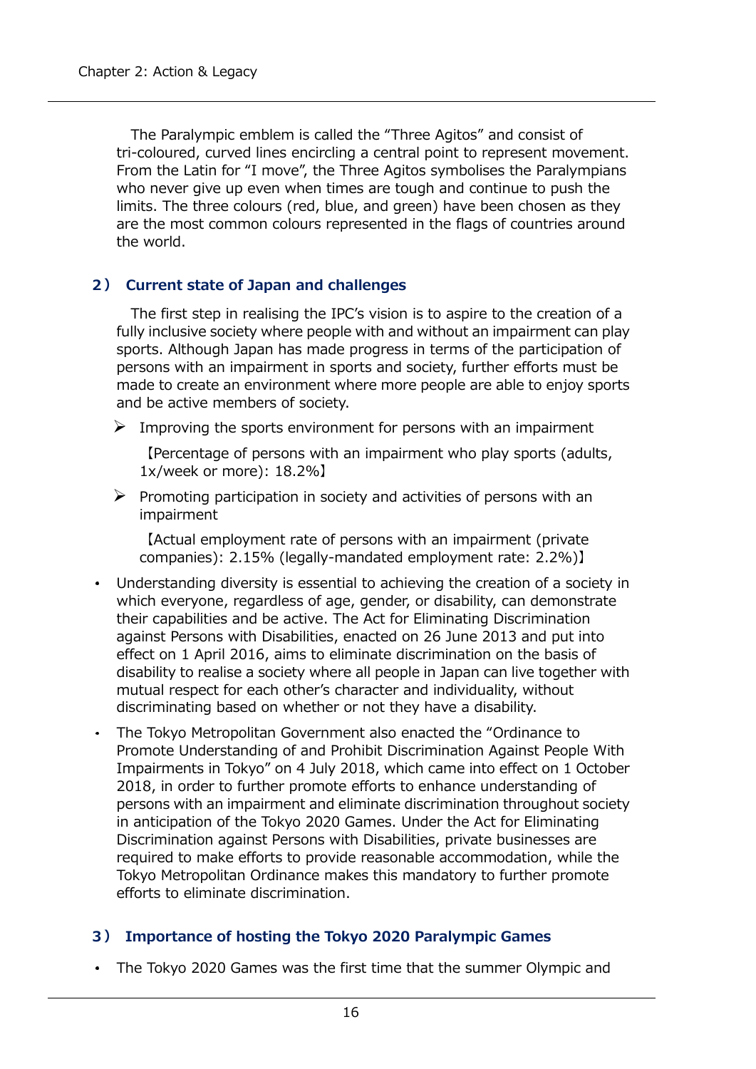The Paralympic emblem is called the "Three Agitos" and consist of tri-coloured, curved lines encircling a central point to represent movement. From the Latin for "I move", the Three Agitos symbolises the Paralympians who never give up even when times are tough and continue to push the limits. The three colours (red, blue, and green) have been chosen as they are the most common colours represented in the flags of countries around the world.

### 2） Current state of Japan and challenges

The first step in realising the IPC's vision is to aspire to the creation of a fully inclusive society where people with and without an impairment can play sports. Although Japan has made progress in terms of the participation of persons with an impairment in sports and society, further efforts must be made to create an environment where more people are able to enjoy sports and be active members of society.

- Improving the sports environment for persons with an impairment

  【Percentage of persons with an impairment who play sports (adults, 1x/week or more): 18.2%】

- Promoting participation in society and activities of persons with an impairment

  【Actual employment rate of persons with an impairment (private companies): 2.15% (legally-mandated employment rate: 2.2%)】

- Understanding diversity is essential to achieving the creation of a society in which everyone, regardless of age, gender, or disability, can demonstrate their capabilities and be active. The Act for Eliminating Discrimination against Persons with Disabilities, enacted on 26 June 2013 and put into effect on 1 April 2016, aims to eliminate discrimination on the basis of disability to realise a society where all people in Japan can live together with mutual respect for each other's character and individuality, without discriminating based on whether or not they have a disability.
- The Tokyo Metropolitan Government also enacted the "Ordinance to Promote Understanding of and Prohibit Discrimination Against People With Impairments in Tokyo" on 4 July 2018, which came into effect on 1 October 2018, in order to further promote efforts to enhance understanding of persons with an impairment and eliminate discrimination throughout society in anticipation of the Tokyo 2020 Games. Under the Act for Eliminating Discrimination against Persons with Disabilities, private businesses are required to make efforts to provide reasonable accommodation, while the Tokyo Metropolitan Ordinance makes this mandatory to further promote efforts to eliminate discrimination.

### 3） Importance of hosting the Tokyo 2020 Paralympic Games

- The Tokyo 2020 Games was the first time that the summer Olympic and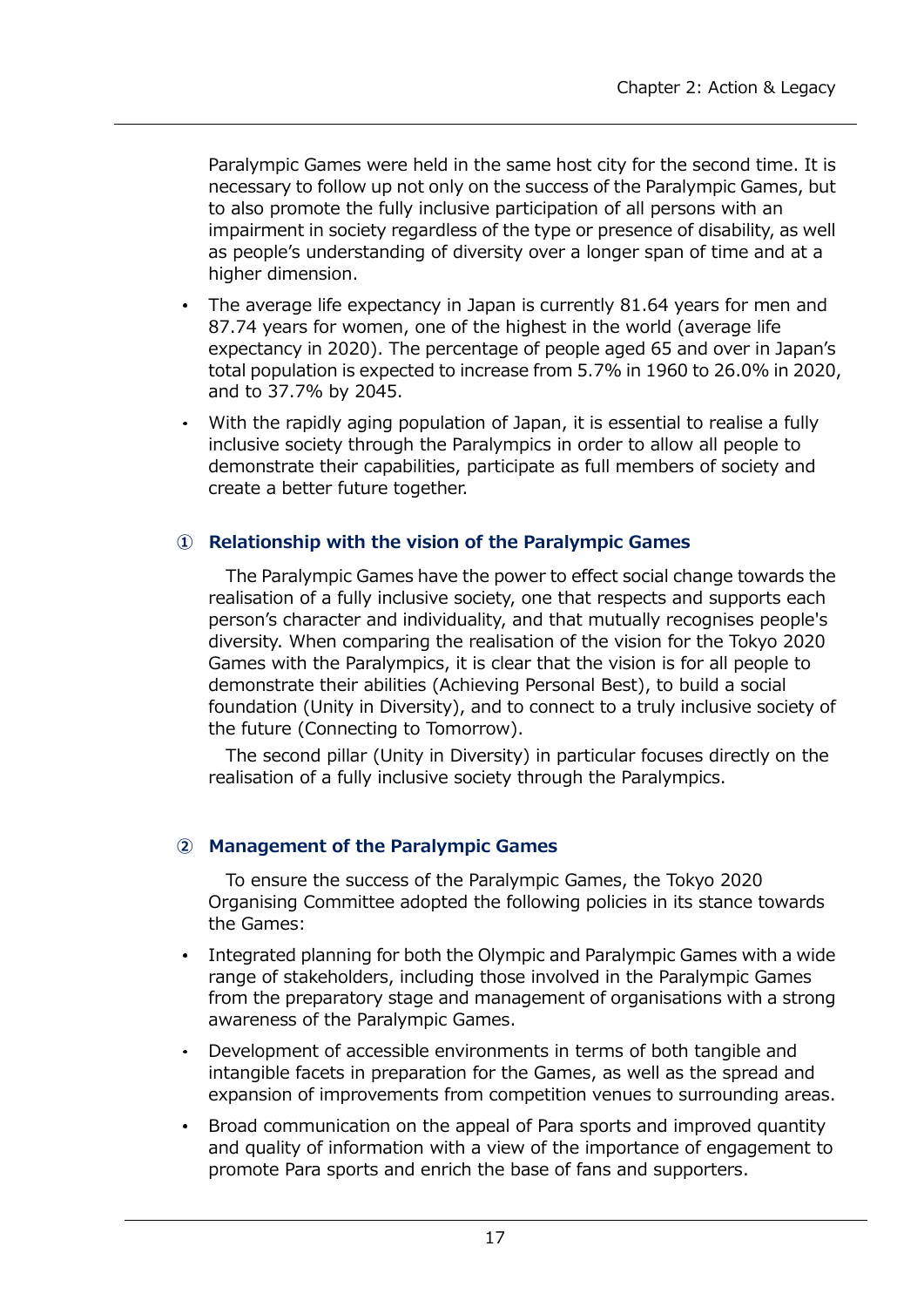Paralympic Games were held in the same host city for the second time. It is necessary to follow up not only on the success of the Paralympic Games, but to also promote the fully inclusive participation of all persons with an impairment in society regardless of the type or presence of disability, as well as people's understanding of diversity over a longer span of time and at a higher dimension.

- The average life expectancy in Japan is currently 81.64 years for men and 87.74 years for women, one of the highest in the world (average life expectancy in 2020). The percentage of people aged 65 and over in Japan's total population is expected to increase from 5.7% in 1960 to 26.0% in 2020, and to 37.7% by 2045.
- With the rapidly aging population of Japan, it is essential to realise a fully inclusive society through the Paralympics in order to allow all people to demonstrate their capabilities, participate as full members of society and create a better future together.

### ① Relationship with the vision of the Paralympic Games

The Paralympic Games have the power to effect social change towards the realisation of a fully inclusive society, one that respects and supports each person's character and individuality, and that mutually recognises people's diversity. When comparing the realisation of the vision for the Tokyo 2020 Games with the Paralympics, it is clear that the vision is for all people to demonstrate their abilities (Achieving Personal Best), to build a social foundation (Unity in Diversity), and to connect to a truly inclusive society of the future (Connecting to Tomorrow).

The second pillar (Unity in Diversity) in particular focuses directly on the realisation of a fully inclusive society through the Paralympics.

### ② Management of the Paralympic Games

To ensure the success of the Paralympic Games, the Tokyo 2020 Organising Committee adopted the following policies in its stance towards the Games:

- Integrated planning for both the Olympic and Paralympic Games with a wide range of stakeholders, including those involved in the Paralympic Games from the preparatory stage and management of organisations with a strong awareness of the Paralympic Games.
- Development of accessible environments in terms of both tangible and intangible facets in preparation for the Games, as well as the spread and expansion of improvements from competition venues to surrounding areas.
- Broad communication on the appeal of Para sports and improved quantity and quality of information with a view of the importance of engagement to promote Para sports and enrich the base of fans and supporters.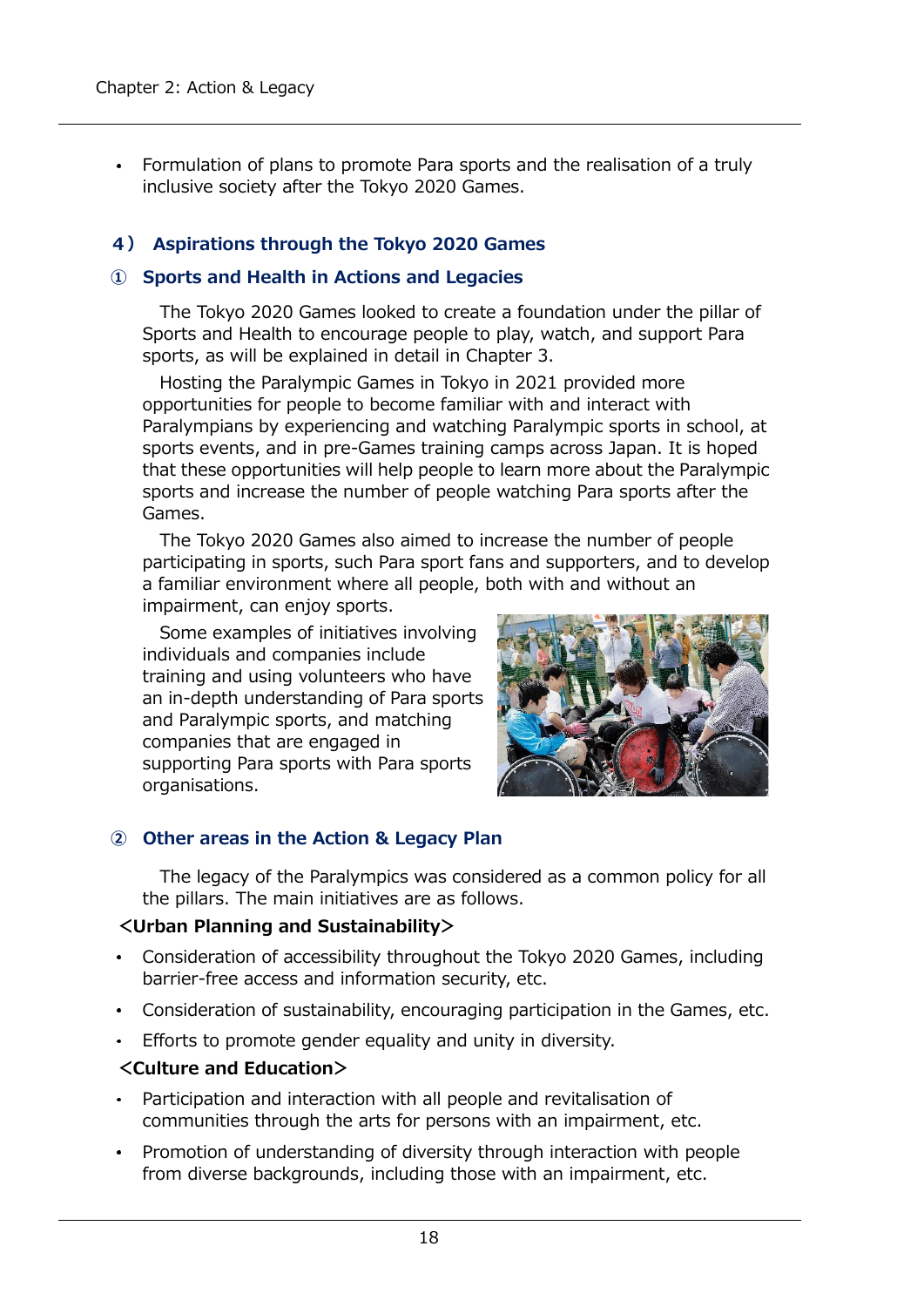- Formulation of plans to promote Para sports and the realisation of a truly inclusive society after the Tokyo 2020 Games.

### 4） Aspirations through the Tokyo 2020 Games

#### ① Sports and Health in Actions and Legacies

The Tokyo 2020 Games looked to create a foundation under the pillar of Sports and Health to encourage people to play, watch, and support Para sports, as will be explained in detail in Chapter 3.

Hosting the Paralympic Games in Tokyo in 2021 provided more opportunities for people to become familiar with and interact with Paralympians by experiencing and watching Paralympic sports in school, at sports events, and in pre-Games training camps across Japan. It is hoped that these opportunities will help people to learn more about the Paralympic sports and increase the number of people watching Para sports after the Games.

The Tokyo 2020 Games also aimed to increase the number of people participating in sports, such Para sport fans and supporters, and to develop a familiar environment where all people, both with and without an impairment, can enjoy sports.

Some examples of initiatives involving individuals and companies include training and using volunteers who have an in-depth understanding of Para sports and Paralympic sports, and matching companies that are engaged in supporting Para sports with Para sports organisations.

#### ② Other areas in the Action & Legacy Plan

The legacy of the Paralympics was considered as a common policy for all the pillars. The main initiatives are as follows.

**＜Urban Planning and Sustainability＞**

- Consideration of accessibility throughout the Tokyo 2020 Games, including barrier-free access and information security, etc.
- Consideration of sustainability, encouraging participation in the Games, etc.
- Efforts to promote gender equality and unity in diversity.

**＜Culture and Education＞**

- Participation and interaction with all people and revitalisation of communities through the arts for persons with an impairment, etc.
- Promotion of understanding of diversity through interaction with people from diverse backgrounds, including those with an impairment, etc.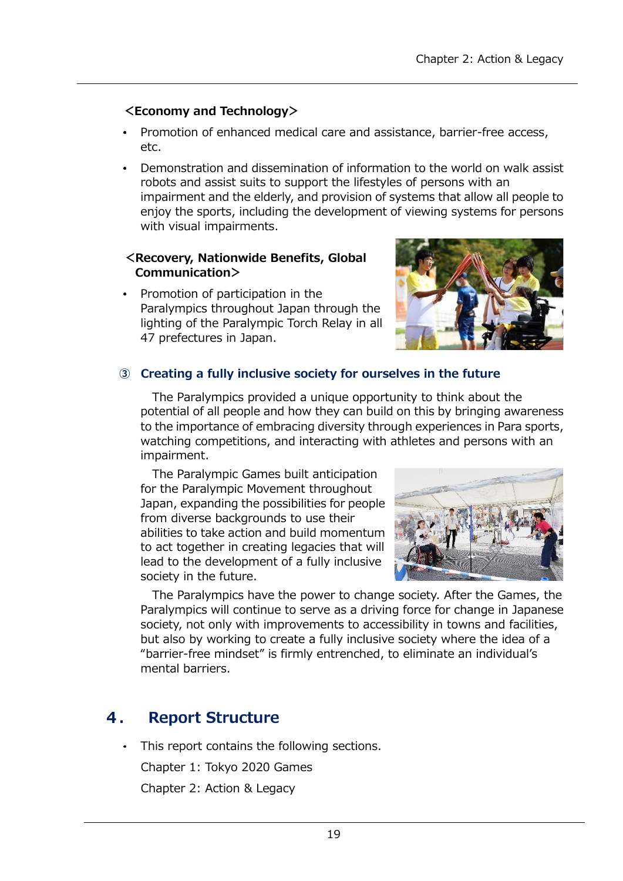**<Economy and Technology>**

- Promotion of enhanced medical care and assistance, barrier-free access, etc.
- Demonstration and dissemination of information to the world on walk assist robots and assist suits to support the lifestyles of persons with an impairment and the elderly, and provision of systems that allow all people to enjoy the sports, including the development of viewing systems for persons with visual impairments.

**<Recovery, Nationwide Benefits, Global Communication>**

- Promotion of participation in the Paralympics throughout Japan through the lighting of the Paralympic Torch Relay in all 47 prefectures in Japan.

### ③ Creating a fully inclusive society for ourselves in the future

The Paralympics provided a unique opportunity to think about the potential of all people and how they can build on this by bringing awareness to the importance of embracing diversity through experiences in Para sports, watching competitions, and interacting with athletes and persons with an impairment.

The Paralympic Games built anticipation for the Paralympic Movement throughout Japan, expanding the possibilities for people from diverse backgrounds to use their abilities to take action and build momentum to act together in creating legacies that will lead to the development of a fully inclusive society in the future.

The Paralympics have the power to change society. After the Games, the Paralympics will continue to serve as a driving force for change in Japanese society, not only with improvements to accessibility in towns and facilities, but also by working to create a fully inclusive society where the idea of a "barrier-free mindset" is firmly entrenched, to eliminate an individual's mental barriers.

## 4. Report Structure

- This report contains the following sections.

  Chapter 1: Tokyo 2020 Games

  Chapter 2: Action & Legacy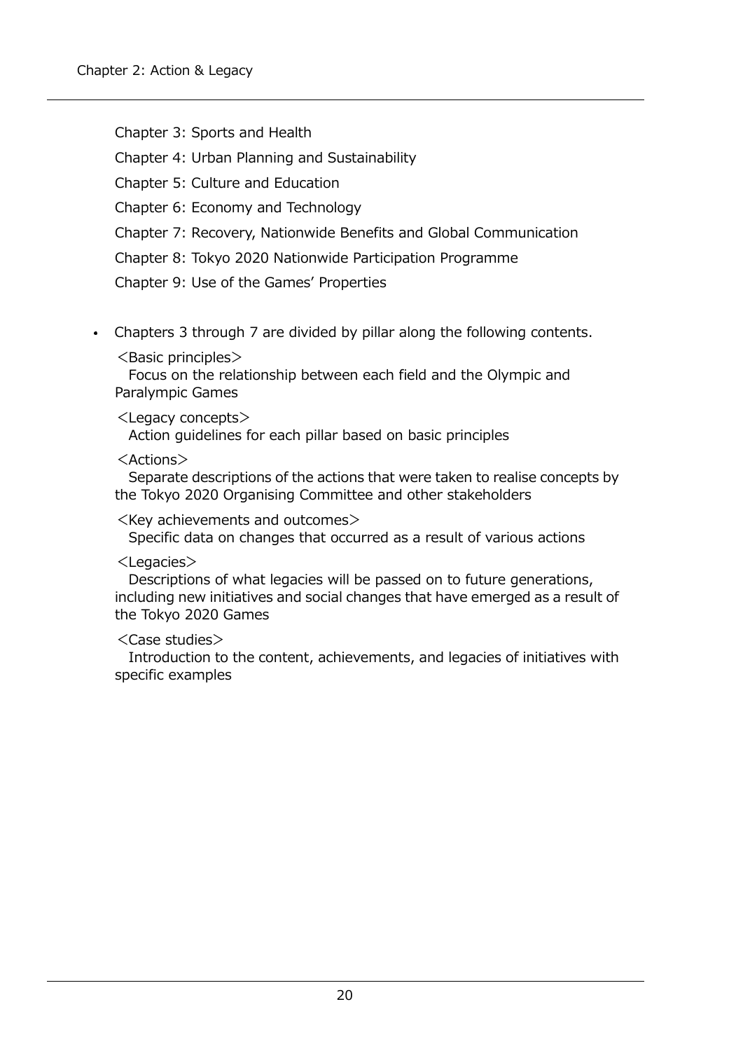Chapter 3: Sports and Health

Chapter 4: Urban Planning and Sustainability

Chapter 5: Culture and Education

Chapter 6: Economy and Technology

Chapter 7: Recovery, Nationwide Benefits and Global Communication

Chapter 8: Tokyo 2020 Nationwide Participation Programme

Chapter 9: Use of the Games' Properties

- Chapters 3 through 7 are divided by pillar along the following contents.

＜Basic principles＞
Focus on the relationship between each field and the Olympic and Paralympic Games

＜Legacy concepts＞
Action guidelines for each pillar based on basic principles

＜Actions＞
Separate descriptions of the actions that were taken to realise concepts by the Tokyo 2020 Organising Committee and other stakeholders

＜Key achievements and outcomes＞
Specific data on changes that occurred as a result of various actions

＜Legacies＞
Descriptions of what legacies will be passed on to future generations, including new initiatives and social changes that have emerged as a result of the Tokyo 2020 Games

＜Case studies＞
Introduction to the content, achievements, and legacies of initiatives with specific examples